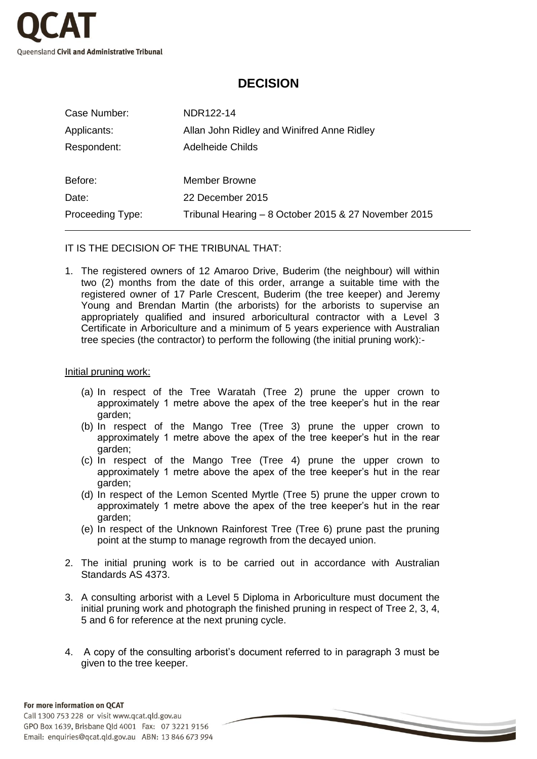QCAT

Queensland Civil and Administrative Tribunal

# DECISION

| | |
|---|---|
| Case Number: | NDR122-14 |
| Applicants: | Allan John Ridley and Winifred Anne Ridley |
| Respondent: | Adelheide Childs |
| Before: | Member Browne |
| Date: | 22 December 2015 |
| Proceeding Type: | Tribunal Hearing – 8 October 2015 & 27 November 2015 |

IT IS THE DECISION OF THE TRIBUNAL THAT:

1. The registered owners of 12 Amaroo Drive, Buderim (the neighbour) will within two (2) months from the date of this order, arrange a suitable time with the registered owner of 17 Parle Crescent, Buderim (the tree keeper) and Jeremy Young and Brendan Martin (the arborists) for the arborists to supervise an appropriately qualified and insured arboricultural contractor with a Level 3 Certificate in Arboriculture and a minimum of 5 years experience with Australian tree species (the contractor) to perform the following (the initial pruning work):-

<u>Initial pruning work:</u>

   (a) In respect of the Tree Waratah (Tree 2) prune the upper crown to approximately 1 metre above the apex of the tree keeper's hut in the rear garden;
   (b) In respect of the Mango Tree (Tree 3) prune the upper crown to approximately 1 metre above the apex of the tree keeper's hut in the rear garden;
   (c) In respect of the Mango Tree (Tree 4) prune the upper crown to approximately 1 metre above the apex of the tree keeper's hut in the rear garden;
   (d) In respect of the Lemon Scented Myrtle (Tree 5) prune the upper crown to approximately 1 metre above the apex of the tree keeper's hut in the rear garden;
   (e) In respect of the Unknown Rainforest Tree (Tree 6) prune past the pruning point at the stump to manage regrowth from the decayed union.

2. The initial pruning work is to be carried out in accordance with Australian Standards AS 4373.

3. A consulting arborist with a Level 5 Diploma in Arboriculture must document the initial pruning work and photograph the finished pruning in respect of Tree 2, 3, 4, 5 and 6 for reference at the next pruning cycle.

4. A copy of the consulting arborist's document referred to in paragraph 3 must be given to the tree keeper.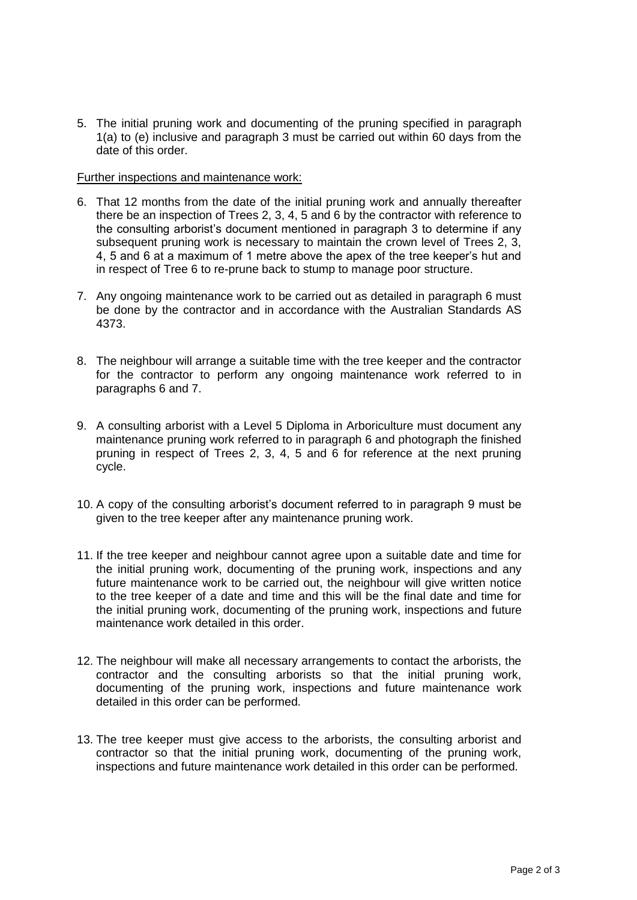5. The initial pruning work and documenting of the pruning specified in paragraph 1(a) to (e) inclusive and paragraph 3 must be carried out within 60 days from the date of this order.

<u>Further inspections and maintenance work:</u>

6. That 12 months from the date of the initial pruning work and annually thereafter there be an inspection of Trees 2, 3, 4, 5 and 6 by the contractor with reference to the consulting arborist's document mentioned in paragraph 3 to determine if any subsequent pruning work is necessary to maintain the crown level of Trees 2, 3, 4, 5 and 6 at a maximum of 1 metre above the apex of the tree keeper's hut and in respect of Tree 6 to re-prune back to stump to manage poor structure.

7. Any ongoing maintenance work to be carried out as detailed in paragraph 6 must be done by the contractor and in accordance with the Australian Standards AS 4373.

8. The neighbour will arrange a suitable time with the tree keeper and the contractor for the contractor to perform any ongoing maintenance work referred to in paragraphs 6 and 7.

9. A consulting arborist with a Level 5 Diploma in Arboriculture must document any maintenance pruning work referred to in paragraph 6 and photograph the finished pruning in respect of Trees 2, 3, 4, 5 and 6 for reference at the next pruning cycle.

10. A copy of the consulting arborist's document referred to in paragraph 9 must be given to the tree keeper after any maintenance pruning work.

11. If the tree keeper and neighbour cannot agree upon a suitable date and time for the initial pruning work, documenting of the pruning work, inspections and any future maintenance work to be carried out, the neighbour will give written notice to the tree keeper of a date and time and this will be the final date and time for the initial pruning work, documenting of the pruning work, inspections and future maintenance work detailed in this order.

12. The neighbour will make all necessary arrangements to contact the arborists, the contractor and the consulting arborists so that the initial pruning work, documenting of the pruning work, inspections and future maintenance work detailed in this order can be performed.

13. The tree keeper must give access to the arborists, the consulting arborist and contractor so that the initial pruning work, documenting of the pruning work, inspections and future maintenance work detailed in this order can be performed.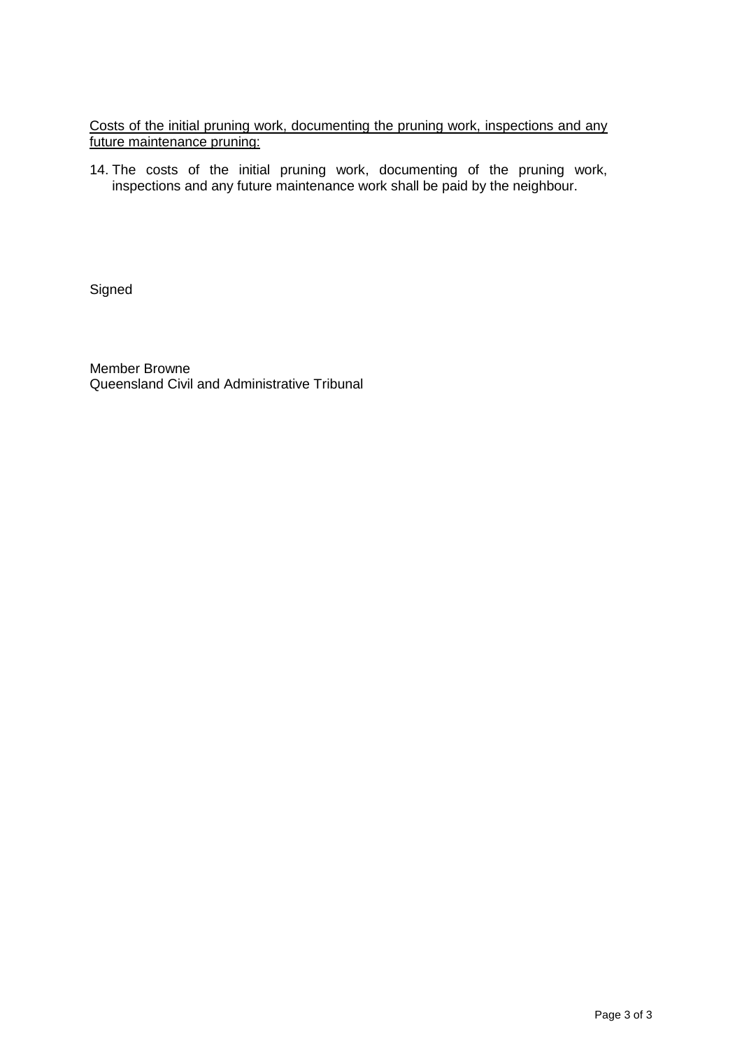<u>Costs of the initial pruning work, documenting the pruning work, inspections and any future maintenance pruning:</u>

14. The costs of the initial pruning work, documenting of the pruning work, inspections and any future maintenance work shall be paid by the neighbour.

Signed

Member Browne
Queensland Civil and Administrative Tribunal